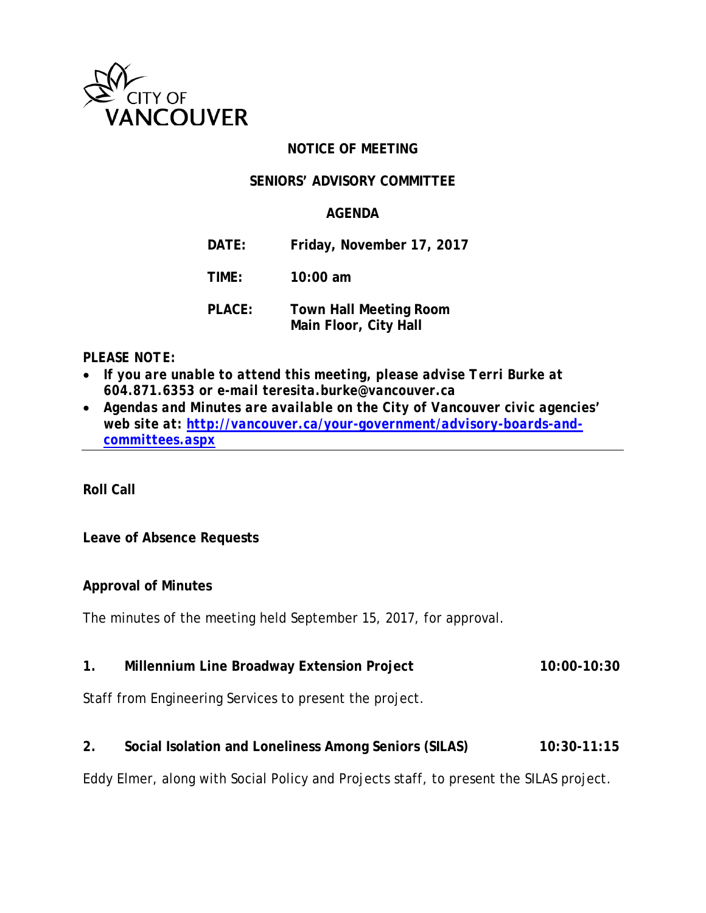CITY OF VANCOUVER

# NOTICE OF MEETING

## SENIORS' ADVISORY COMMITTEE

## AGENDA

**DATE:** Friday, November 17, 2017

**TIME:** 10:00 am

**PLACE:** Town Hall Meeting Room
Main Floor, City Hall

***PLEASE NOTE:***

- ***If you are unable to attend this meeting, please advise Terri Burke at 604.871.6353 or e-mail teresita.burke@vancouver.ca***
- ***Agendas and Minutes are available on the City of Vancouver civic agencies' web site at: [http://vancouver.ca/your-government/advisory-boards-and-committees.aspx](http://vancouver.ca/your-government/advisory-boards-and-committees.aspx)***

---

**Roll Call**

**Leave of Absence Requests**

**Approval of Minutes**

The minutes of the meeting held September 15, 2017, for approval.

**1. Millennium Line Broadway Extension Project** **10:00-10:30**

Staff from Engineering Services to present the project.

**2. Social Isolation and Loneliness Among Seniors (SILAS)** **10:30-11:15**

Eddy Elmer, along with Social Policy and Projects staff, to present the SILAS project.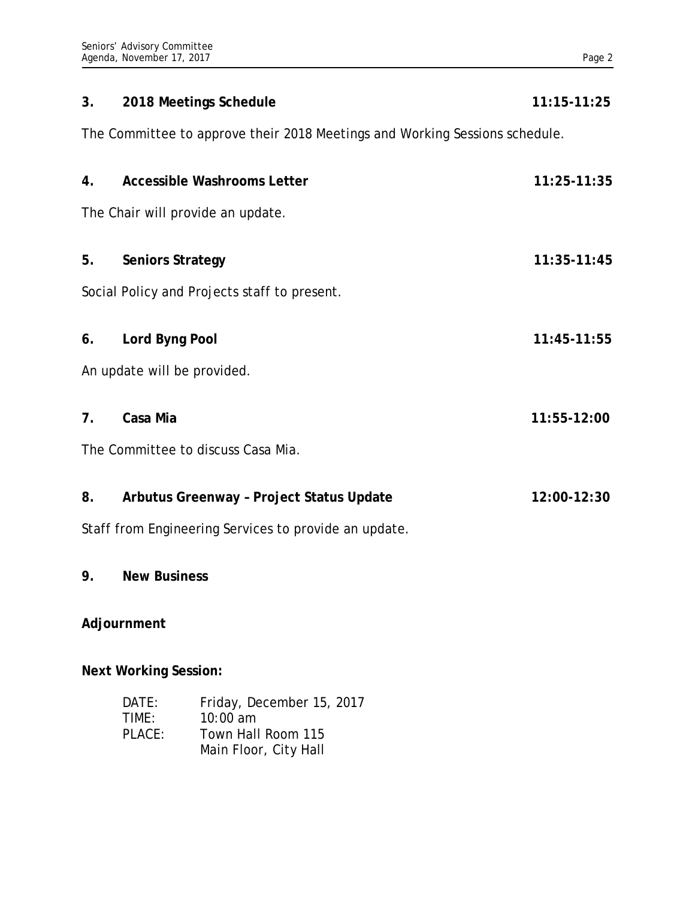**3. 2018 Meetings Schedule** **11:15-11:25**

The Committee to approve their 2018 Meetings and Working Sessions schedule.

**4. Accessible Washrooms Letter** **11:25-11:35**

The Chair will provide an update.

**5. Seniors Strategy** **11:35-11:45**

Social Policy and Projects staff to present.

**6. Lord Byng Pool** **11:45-11:55**

An update will be provided.

**7. Casa Mia** **11:55-12:00**

The Committee to discuss Casa Mia.

**8. Arbutus Greenway – Project Status Update** **12:00-12:30**

Staff from Engineering Services to provide an update.

**9. New Business**

**Adjournment**

**Next Working Session:**

DATE: Friday, December 15, 2017
TIME: 10:00 am
PLACE: Town Hall Room 115
Main Floor, City Hall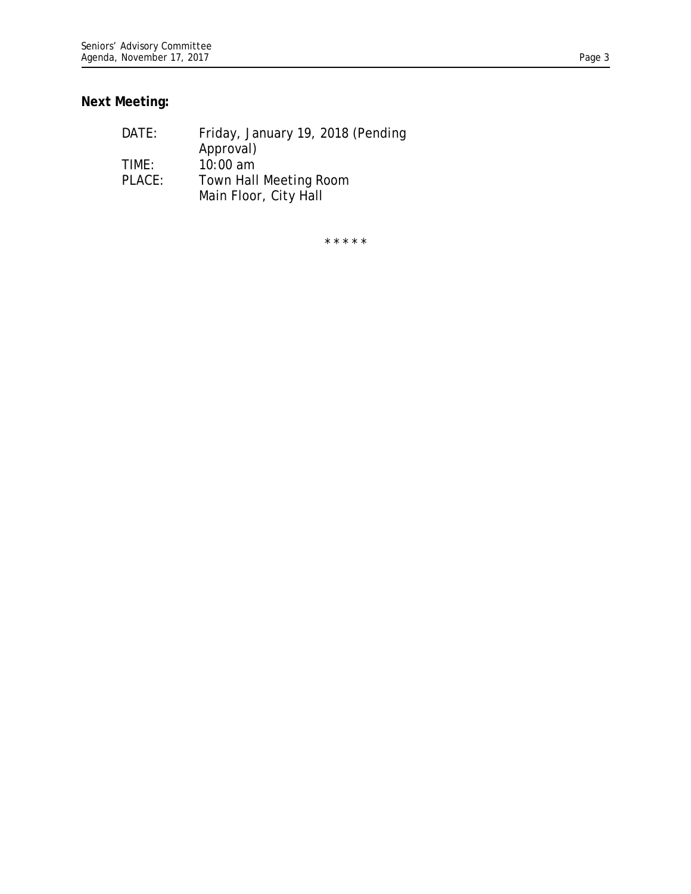**Next Meeting:**

| | |
|---|---|
| DATE: | Friday, January 19, 2018 (Pending Approval) |
| TIME: | 10:00 am |
| PLACE: | Town Hall Meeting Room<br>Main Floor, City Hall |

\* \* \* \* \*